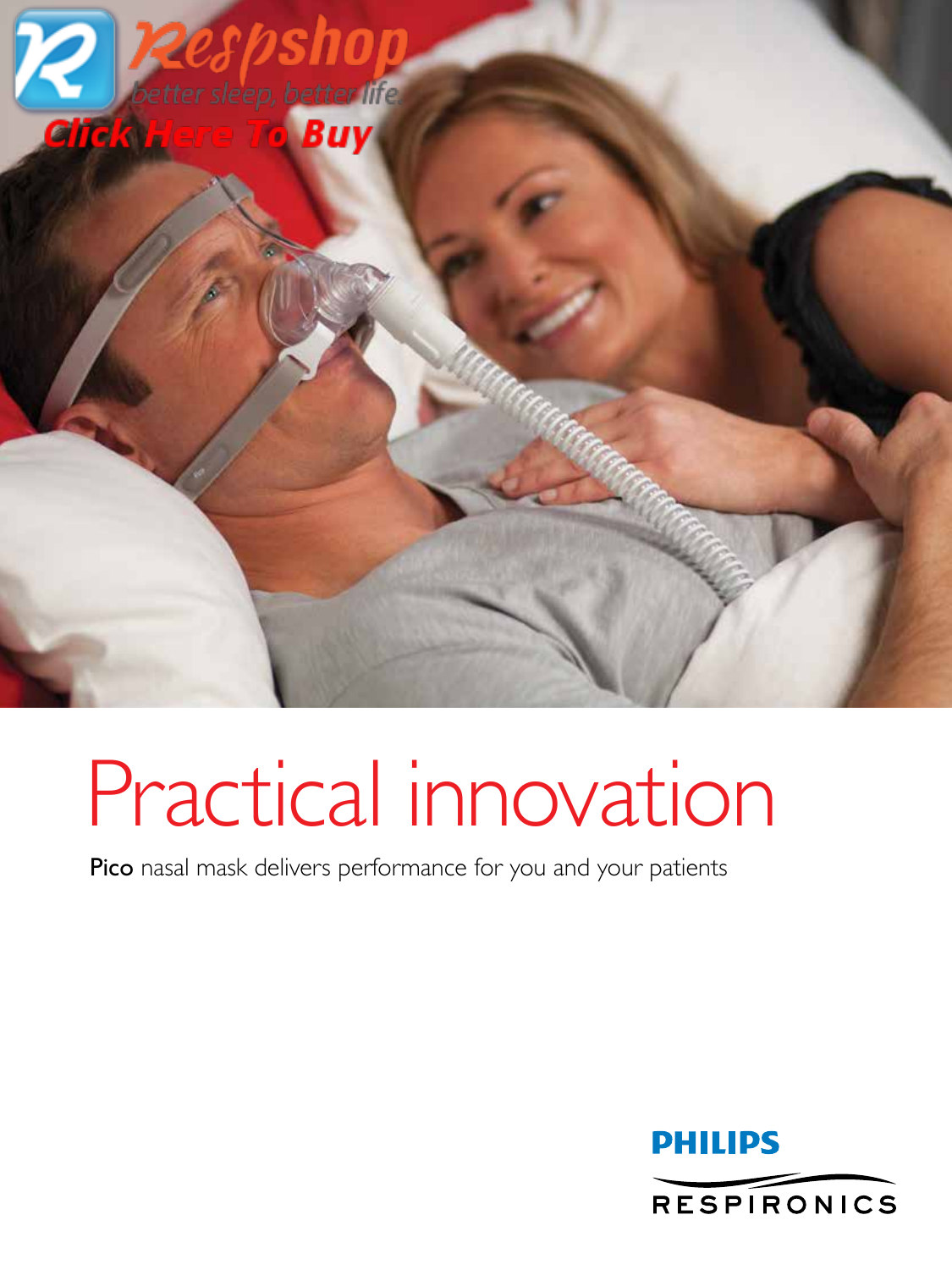Respshop
better sleep, better life.
Click Here To Buy

# Practical innovation

**Pico** nasal mask delivers performance for you and your patients

PHILIPS
RESPIRONICS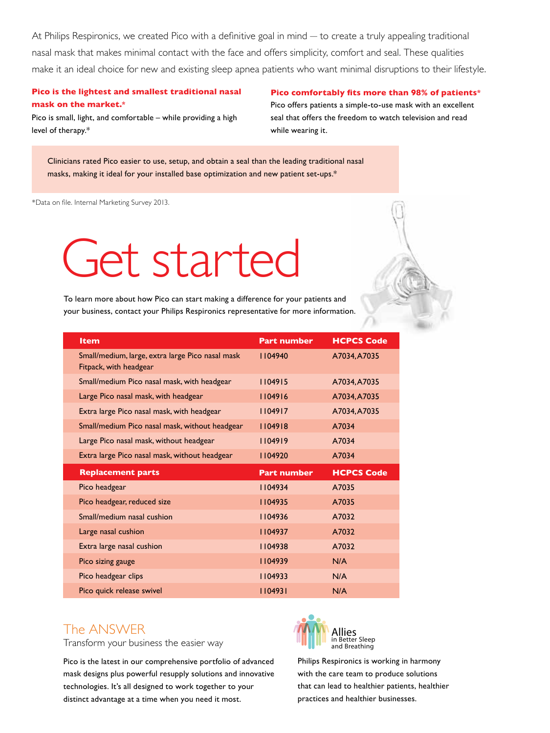At Philips Respironics, we created Pico with a definitive goal in mind — to create a truly appealing traditional nasal mask that makes minimal contact with the face and offers simplicity, comfort and seal. These qualities make it an ideal choice for new and existing sleep apnea patients who want minimal disruptions to their lifestyle.

**Pico is the lightest and smallest traditional nasal mask on the market.***

Pico is small, light, and comfortable – while providing a high level of therapy.*

**Pico comfortably fits more than 98% of patients***

Pico offers patients a simple-to-use mask with an excellent seal that offers the freedom to watch television and read while wearing it.

Clinicians rated Pico easier to use, setup, and obtain a seal than the leading traditional nasal masks, making it ideal for your installed base optimization and new patient set-ups.*

*Data on file. Internal Marketing Survey 2013.

# Get started

To learn more about how Pico can start making a difference for your patients and your business, contact your Philips Respironics representative for more information.

| Item | Part number | HCPCS Code |
|---|---|---|
| Small/medium, large, extra large Pico nasal mask Fitpack, with headgear | 1104940 | A7034, A7035 |
| Small/medium Pico nasal mask, with headgear | 1104915 | A7034, A7035 |
| Large Pico nasal mask, with headgear | 1104916 | A7034, A7035 |
| Extra large Pico nasal mask, with headgear | 1104917 | A7034, A7035 |
| Small/medium Pico nasal mask, without headgear | 1104918 | A7034 |
| Large Pico nasal mask, without headgear | 1104919 | A7034 |
| Extra large Pico nasal mask, without headgear | 1104920 | A7034 |
| **Replacement parts** | **Part number** | **HCPCS Code** |
| Pico headgear | 1104934 | A7035 |
| Pico headgear, reduced size | 1104935 | A7035 |
| Small/medium nasal cushion | 1104936 | A7032 |
| Large nasal cushion | 1104937 | A7032 |
| Extra large nasal cushion | 1104938 | A7032 |
| Pico sizing gauge | 1104939 | N/A |
| Pico headgear clips | 1104933 | N/A |
| Pico quick release swivel | 1104931 | N/A |

## The ANSWER

Transform your business the easier way

Pico is the latest in our comprehensive portfolio of advanced mask designs plus powerful resupply solutions and innovative technologies. It's all designed to work together to your distinct advantage at a time when you need it most.

Allies in Better Sleep and Breathing

Philips Respironics is working in harmony with the care team to produce solutions that can lead to healthier patients, healthier practices and healthier businesses.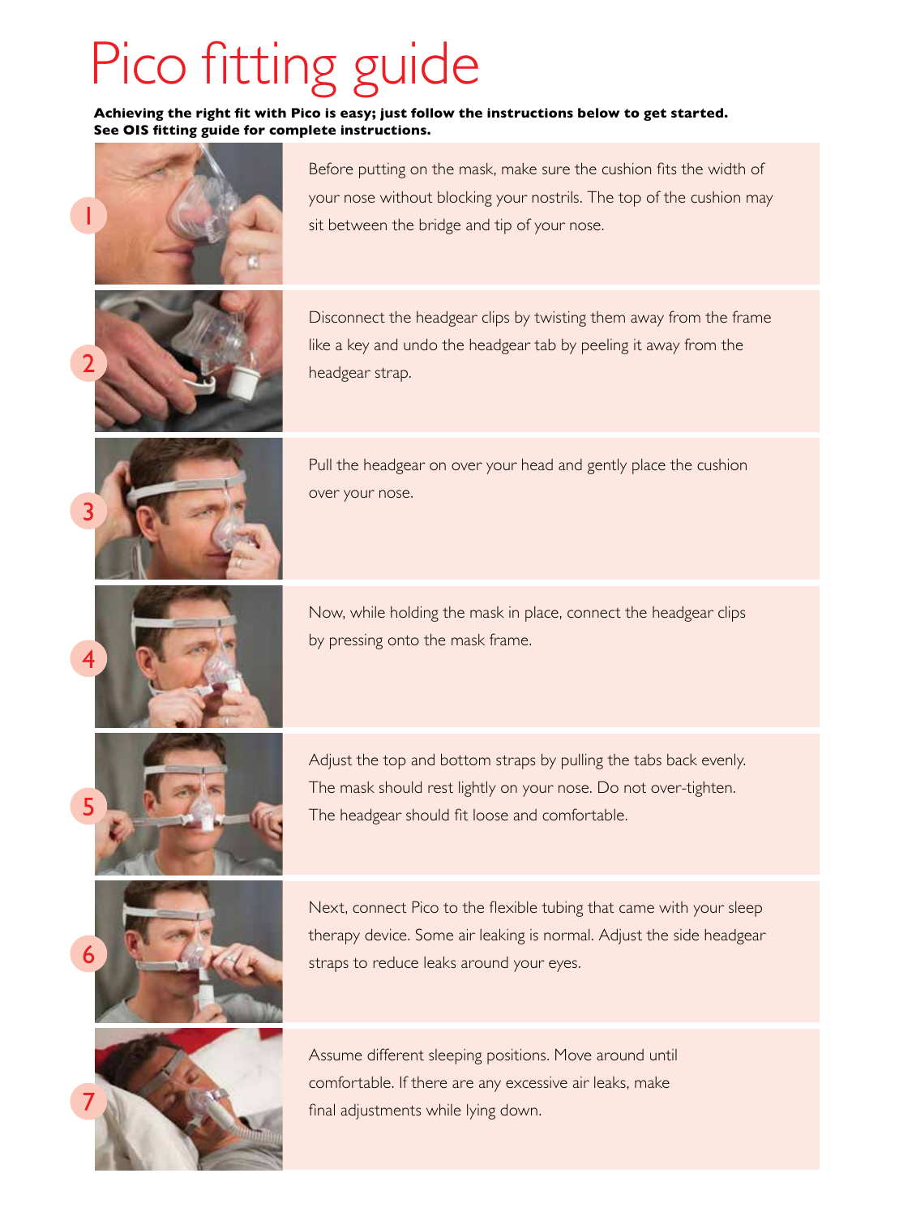# Pico fitting guide

**Achieving the right fit with Pico is easy; just follow the instructions below to get started. See OIS fitting guide for complete instructions.**

1. Before putting on the mask, make sure the cushion fits the width of your nose without blocking your nostrils. The top of the cushion may sit between the bridge and tip of your nose.

2. Disconnect the headgear clips by twisting them away from the frame like a key and undo the headgear tab by peeling it away from the headgear strap.

3. Pull the headgear on over your head and gently place the cushion over your nose.

4. Now, while holding the mask in place, connect the headgear clips by pressing onto the mask frame.

5. Adjust the top and bottom straps by pulling the tabs back evenly. The mask should rest lightly on your nose. Do not over-tighten. The headgear should fit loose and comfortable.

6. Next, connect Pico to the flexible tubing that came with your sleep therapy device. Some air leaking is normal. Adjust the side headgear straps to reduce leaks around your eyes.

7. Assume different sleeping positions. Move around until comfortable. If there are any excessive air leaks, make final adjustments while lying down.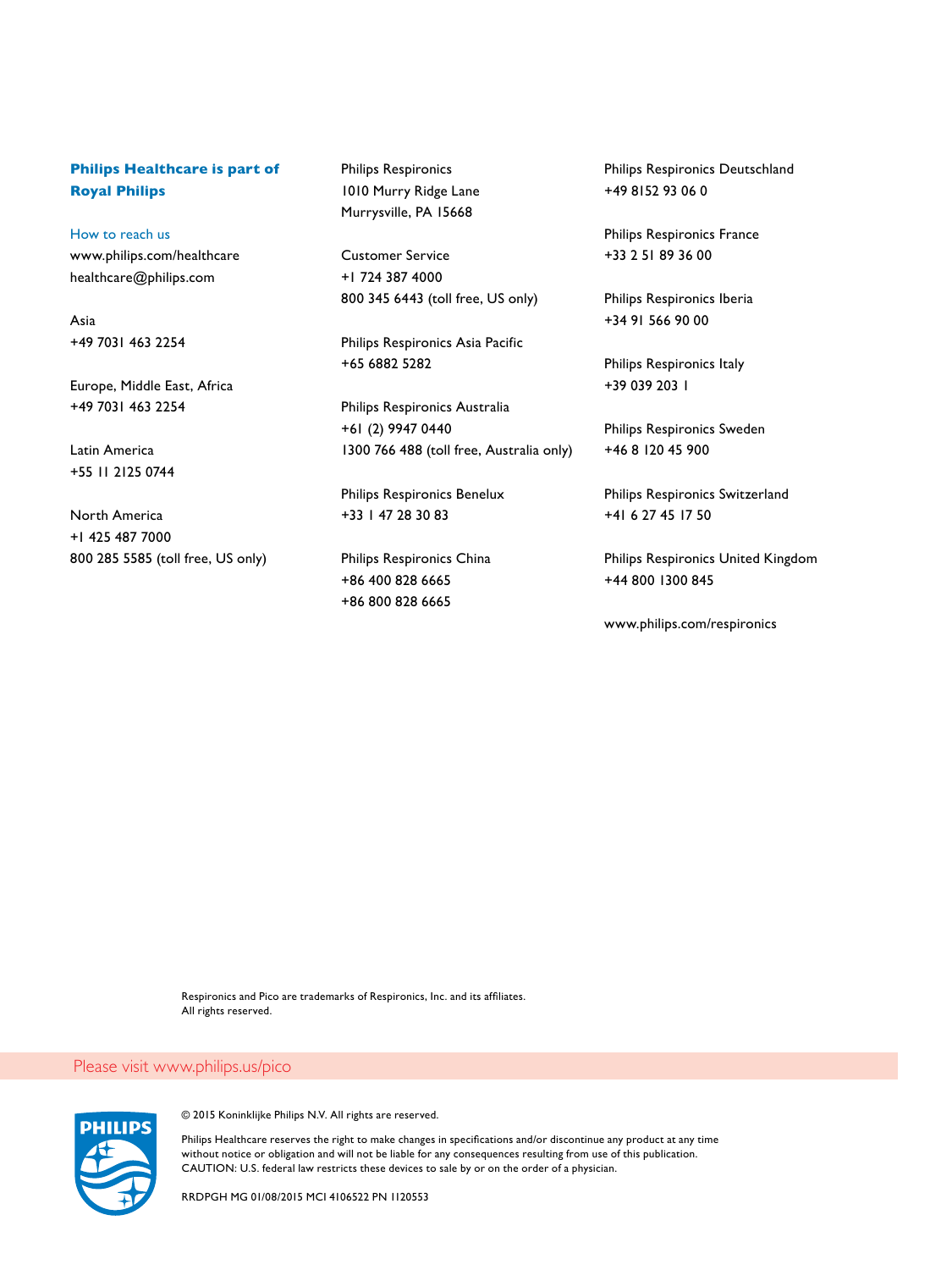**Philips Healthcare is part of Royal Philips**

How to reach us
www.philips.com/healthcare
healthcare@philips.com

Asia
+49 7031 463 2254

Europe, Middle East, Africa
+49 7031 463 2254

Latin America
+55 11 2125 0744

North America
+1 425 487 7000
800 285 5585 (toll free, US only)

Philips Respironics
1010 Murry Ridge Lane
Murrysville, PA 15668

Customer Service
+1 724 387 4000
800 345 6443 (toll free, US only)

Philips Respironics Asia Pacific
+65 6882 5282

Philips Respironics Australia
+61 (2) 9947 0440
1300 766 488 (toll free, Australia only)

Philips Respironics Benelux
+33 1 47 28 30 83

Philips Respironics China
+86 400 828 6665
+86 800 828 6665

Philips Respironics Deutschland
+49 8152 93 06 0

Philips Respironics France
+33 2 51 89 36 00

Philips Respironics Iberia
+34 91 566 90 00

Philips Respironics Italy
+39 039 203 1

Philips Respironics Sweden
+46 8 120 45 900

Philips Respironics Switzerland
+41 6 27 45 17 50

Philips Respironics United Kingdom
+44 800 1300 845

www.philips.com/respironics

Respironics and Pico are trademarks of Respironics, Inc. and its affiliates.
All rights reserved.

Please visit www.philips.us/pico

© 2015 Koninklijke Philips N.V. All rights are reserved.

Philips Healthcare reserves the right to make changes in specifications and/or discontinue any product at any time without notice or obligation and will not be liable for any consequences resulting from use of this publication.
CAUTION: U.S. federal law restricts these devices to sale by or on the order of a physician.

RRDPGH MG 01/08/2015 MCI 4106522 PN 1120553